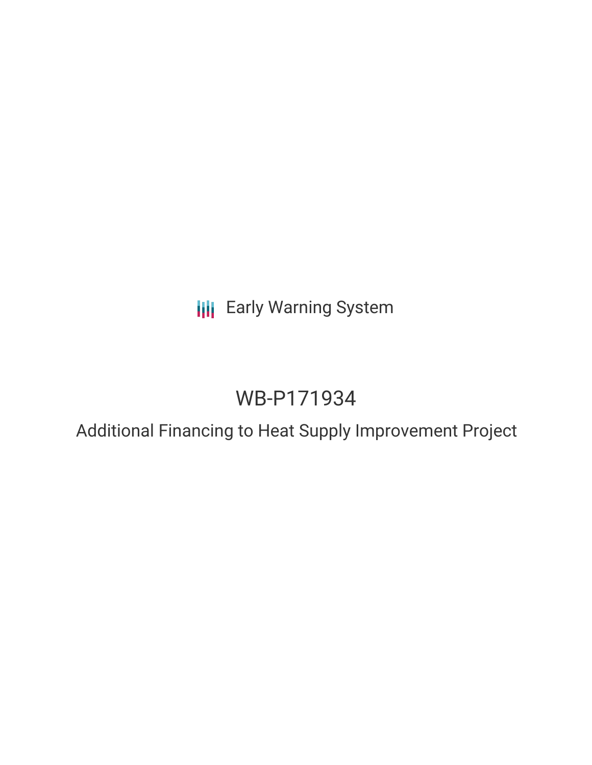Early Warning System

# WB-P171934

## Additional Financing to Heat Supply Improvement Project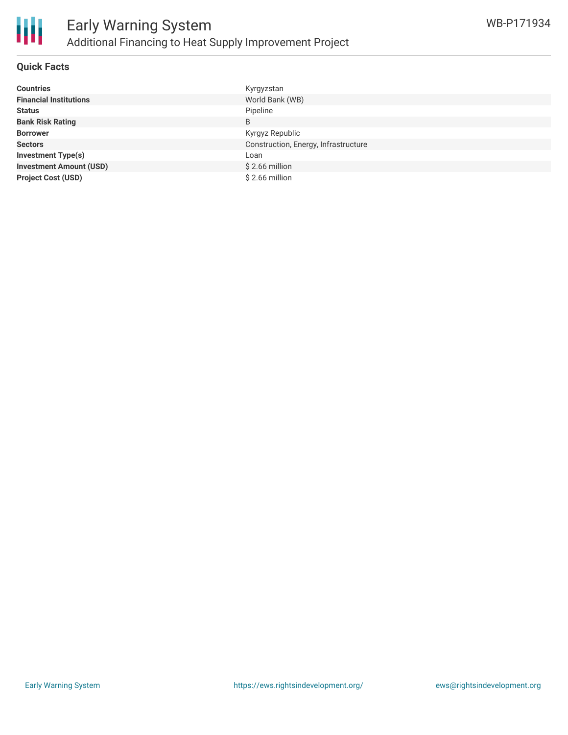## Quick Facts

| | |
|---|---|
| **Countries** | Kyrgyzstan |
| **Financial Institutions** | World Bank (WB) |
| **Status** | Pipeline |
| **Bank Risk Rating** | B |
| **Borrower** | Kyrgyz Republic |
| **Sectors** | Construction, Energy, Infrastructure |
| **Investment Type(s)** | Loan |
| **Investment Amount (USD)** | $ 2.66 million |
| **Project Cost (USD)** | $ 2.66 million |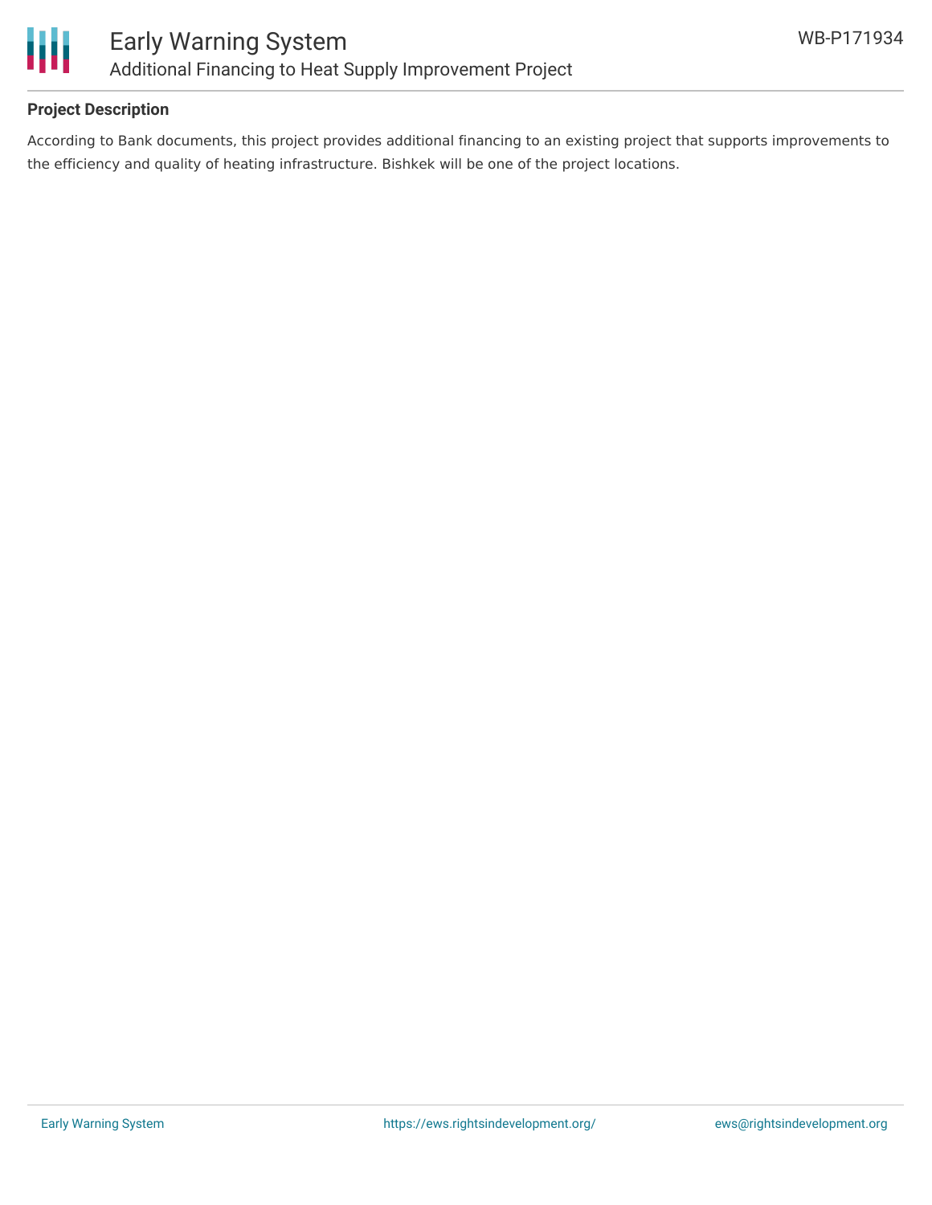## Project Description

According to Bank documents, this project provides additional financing to an existing project that supports improvements to the efficiency and quality of heating infrastructure. Bishkek will be one of the project locations.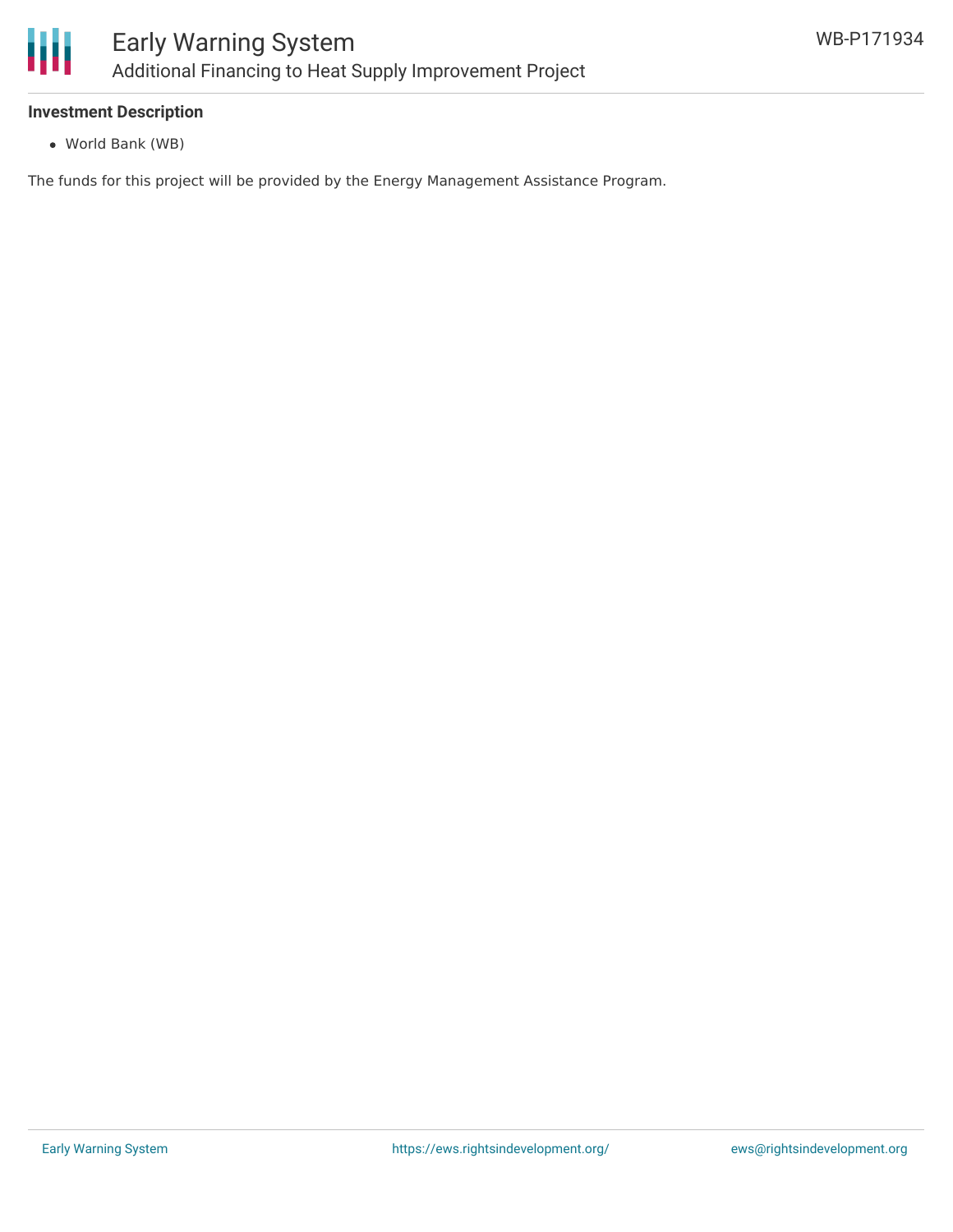**Investment Description**

- World Bank (WB)

The funds for this project will be provided by the Energy Management Assistance Program.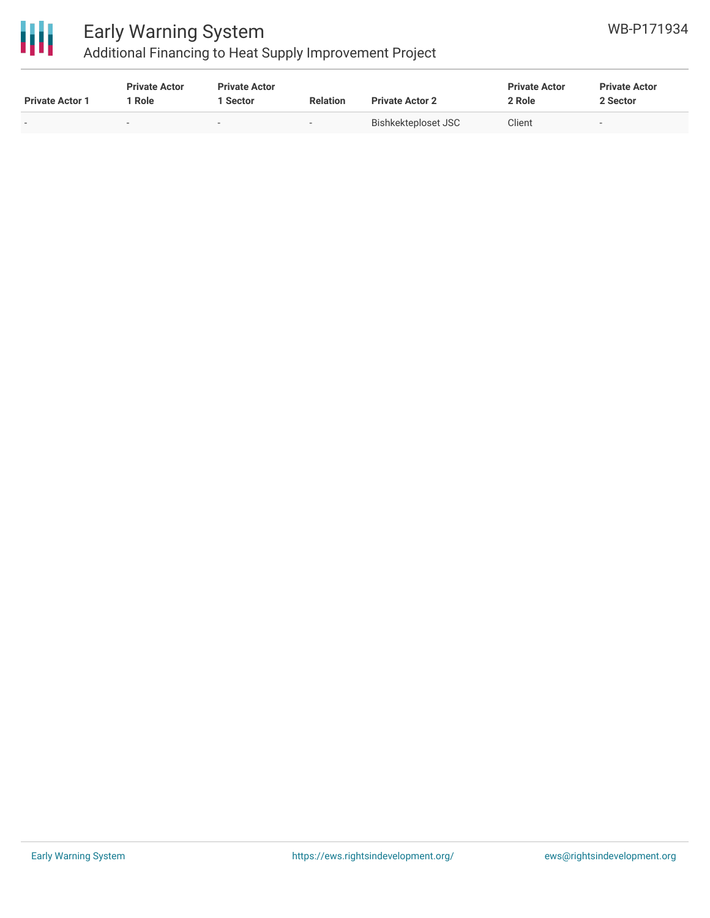| Private Actor 1 | Private Actor 1 Role | Private Actor 1 Sector | Relation | Private Actor 2 | Private Actor 2 Role | Private Actor 2 Sector |
|---|---|---|---|---|---|---|
| - | - | - | - | Bishkekteploset JSC | Client | - |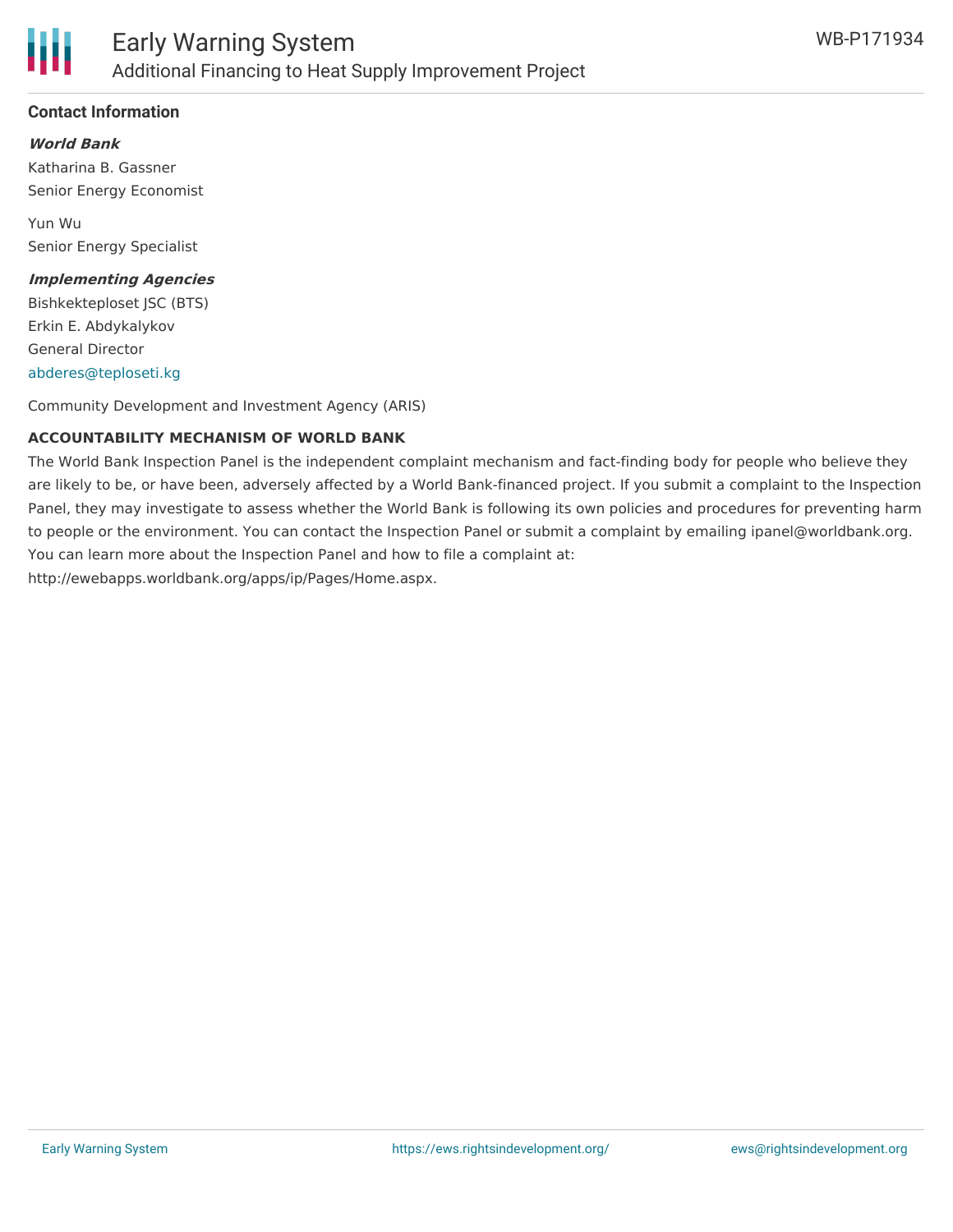## Contact Information

***World Bank***

Katharina B. Gassner
Senior Energy Economist

Yun Wu
Senior Energy Specialist

***Implementing Agencies***

Bishkekteploset JSC (BTS)
Erkin E. Abdykalykov
General Director
abderes@teploseti.kg

Community Development and Investment Agency (ARIS)

**ACCOUNTABILITY MECHANISM OF WORLD BANK**

The World Bank Inspection Panel is the independent complaint mechanism and fact-finding body for people who believe they are likely to be, or have been, adversely affected by a World Bank-financed project. If you submit a complaint to the Inspection Panel, they may investigate to assess whether the World Bank is following its own policies and procedures for preventing harm to people or the environment. You can contact the Inspection Panel or submit a complaint by emailing ipanel@worldbank.org. You can learn more about the Inspection Panel and how to file a complaint at: http://ewebapps.worldbank.org/apps/ip/Pages/Home.aspx.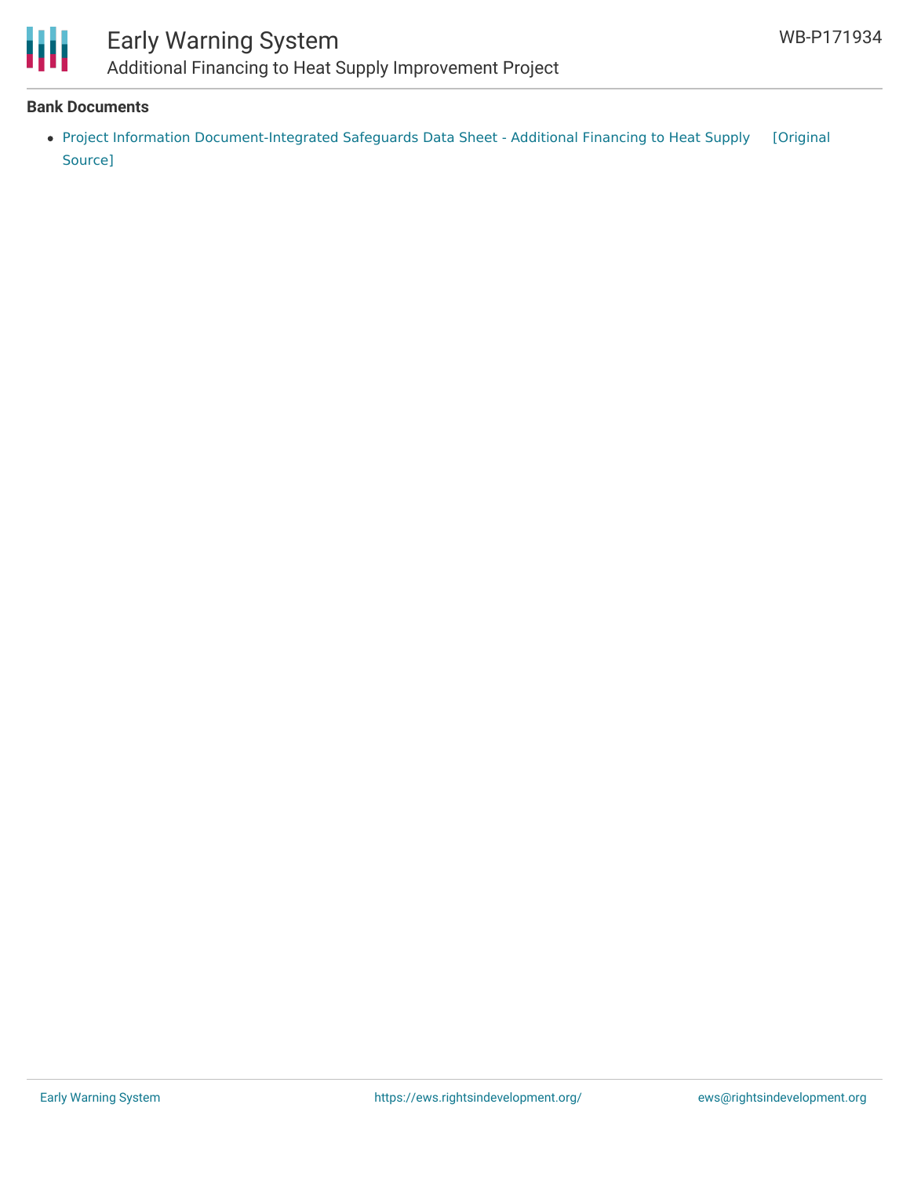## Bank Documents

- Project Information Document-Integrated Safeguards Data Sheet - Additional Financing to Heat Supply [Original Source]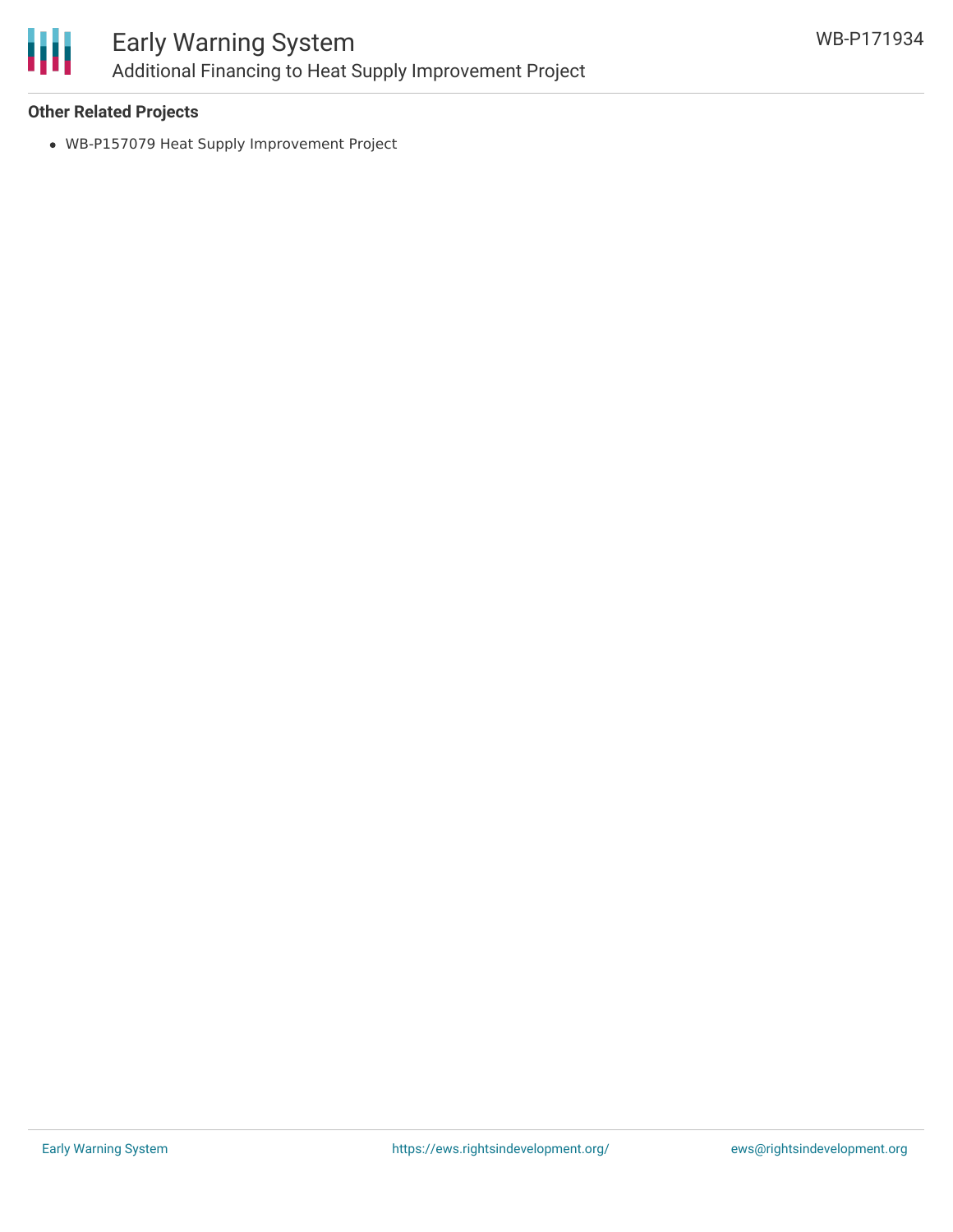**Other Related Projects**

- WB-P157079 Heat Supply Improvement Project